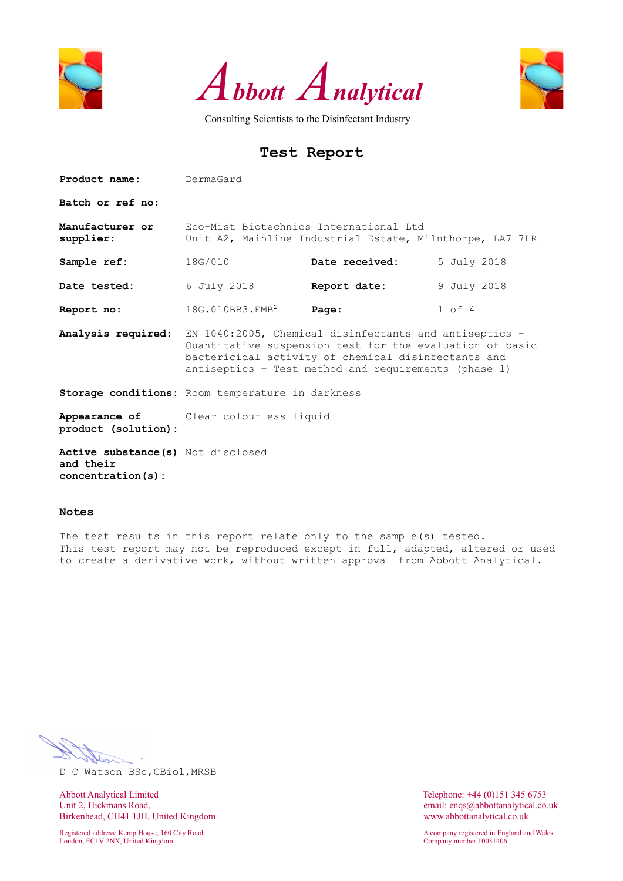# Abbott Analytical

Consulting Scientists to the Disinfectant Industry

## Test Report

**Product name:** DermaGard

**Batch or ref no:**

**Manufacturer or supplier:** Eco-Mist Biotechnics International Ltd
Unit A2, Mainline Industrial Estate, Milnthorpe, LA7 7LR

| | | | |
|---|---|---|---|
| **Sample ref:** | 18G/010 | **Date received:** | 5 July 2018 |
| **Date tested:** | 6 July 2018 | **Report date:** | 9 July 2018 |
| **Report no:** | 18G.010BB3.EMB[1] | **Page:** | 1 of 4 |

**Analysis required:** EN 1040:2005, Chemical disinfectants and antiseptics - Quantitative suspension test for the evaluation of basic bactericidal activity of chemical disinfectants and antiseptics - Test method and requirements (phase 1)

**Storage conditions:** Room temperature in darkness

**Appearance of product (solution):** Clear colourless liquid

**Active substance(s) and their concentration(s):** Not disclosed

### Notes

The test results in this report relate only to the sample(s) tested.
This test report may not be reproduced except in full, adapted, altered or used to create a derivative work, without written approval from Abbott Analytical.

D C Watson BSc,CBiol,MRSB

Abbott Analytical Limited
Unit 2, Hickmans Road,
Birkenhead, CH41 1JH, United Kingdom

Registered address: Kemp House, 160 City Road,
London, EC1V 2NX, United Kingdom

Telephone: +44 (0)151 345 6753
email: enqs@abbottanalytical.co.uk
www.abbottanalytical.co.uk

A company registered in England and Wales
Company number 10031406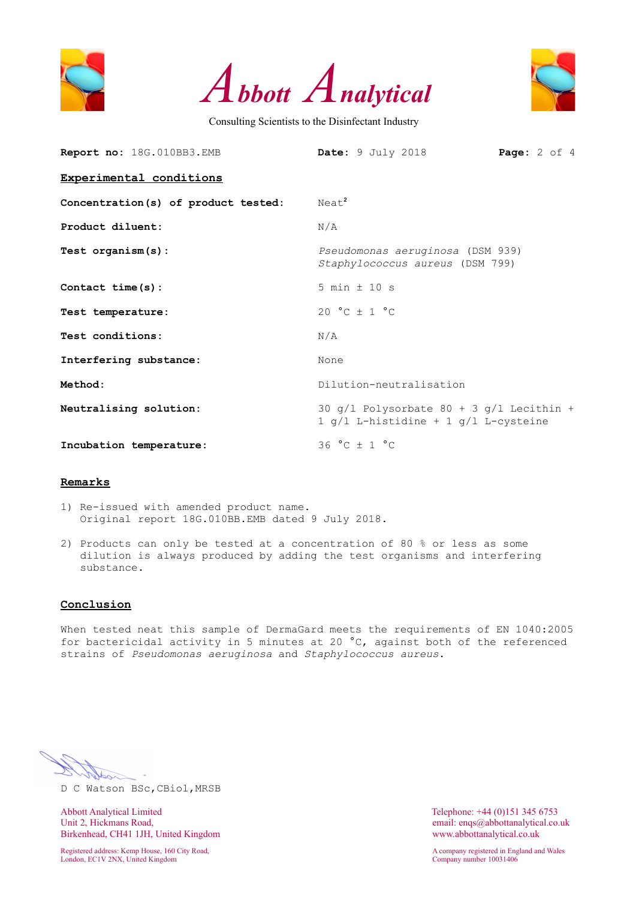**Report no:** 18G.010BB3.EMB **Date:** 9 July 2018

## Experimental conditions

| | |
|---|---|
| **Concentration(s) of product tested:** | Neat[2] |
| **Product diluent:** | N/A |
| **Test organism(s):** | *Pseudomonas aeruginosa* (DSM 939)<br>*Staphylococcus aureus* (DSM 799) |
| **Contact time(s):** | 5 min ± 10 s |
| **Test temperature:** | 20 °C ± 1 °C |
| **Test conditions:** | N/A |
| **Interfering substance:** | None |
| **Method:** | Dilution-neutralisation |
| **Neutralising solution:** | 30 g/l Polysorbate 80 + 3 g/l Lecithin + 1 g/l L-histidine + 1 g/l L-cysteine |
| **Incubation temperature:** | 36 °C ± 1 °C |

## Remarks

1) Re-issued with amended product name.
   Original report 18G.010BB.EMB dated 9 July 2018.

2) Products can only be tested at a concentration of 80 % or less as some dilution is always produced by adding the test organisms and interfering substance.

## Conclusion

When tested neat this sample of DermaGard meets the requirements of EN 1040:2005 for bactericidal activity in 5 minutes at 20 °C, against both of the referenced strains of *Pseudomonas aeruginosa* and *Staphylococcus aureus*.

D C Watson BSc,CBiol,MRSB

Abbott Analytical Limited
Unit 2, Hickmans Road,
Birkenhead, CH41 1JH, United Kingdom

Telephone: +44 (0)151 345 6753
email: enqs@abbottanalytical.co.uk
www.abbottanalytical.co.uk

Registered address: Kemp House, 160 City Road, London, EC1V 2NX, United Kingdom

A company registered in England and Wales
Company number 10031406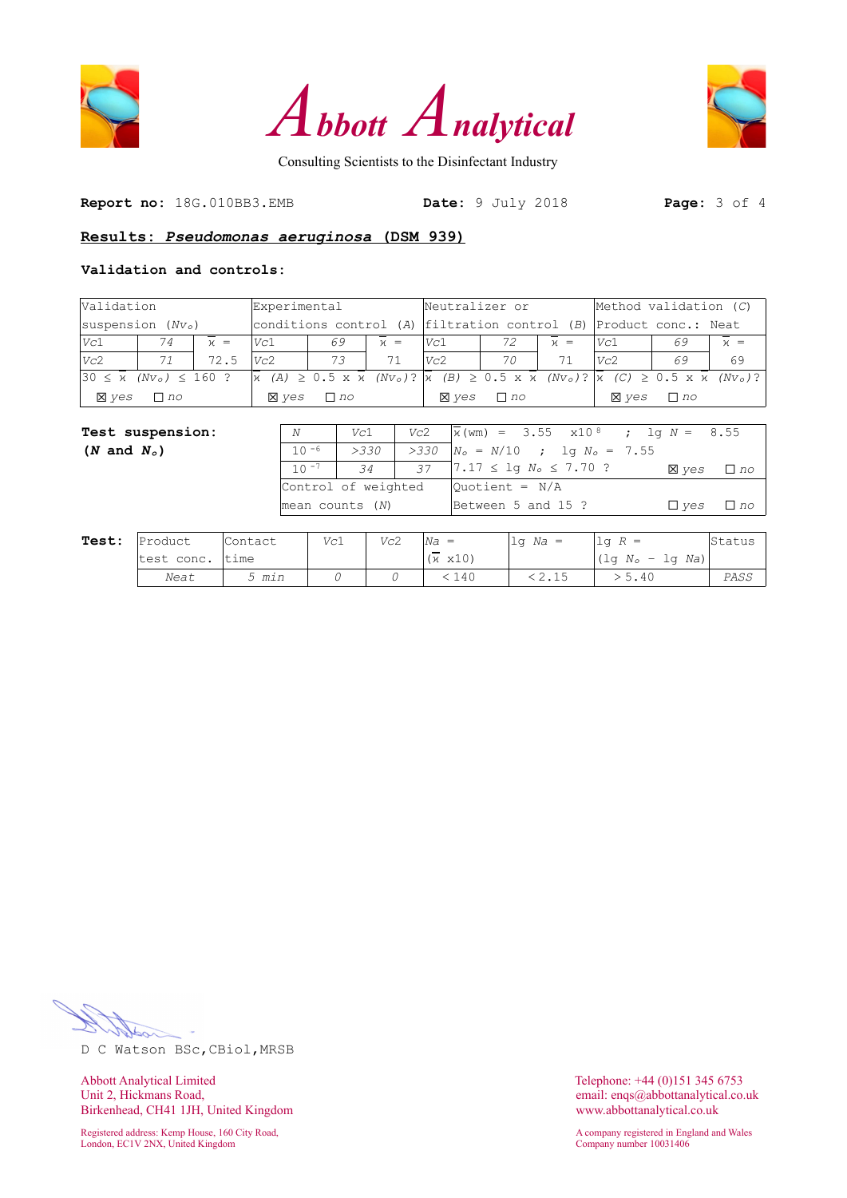# Abbott Analytical

Consulting Scientists to the Disinfectant Industry

**Report no:** 18G.010BB3.EMB **Date:** 9 July 2018

## **Results: *Pseudomonas aeruginosa* (DSM 939)**

**Validation and controls:**

| Validation suspension ($Nv_o$) | | | Experimental conditions control (A) | | | Neutralizer or filtration control (B) | | | Method validation (C) Product conc.: Neat | | |
|---|---|---|---|---|---|---|---|---|---|---|---|
| Vc1 | 74 | $\bar{x}$ = | Vc1 | 69 | $\bar{x}$ = | Vc1 | 72 | $\bar{x}$ = | Vc1 | 69 | $\bar{x}$ = |
| Vc2 | 71 | 72.5 | Vc2 | 73 | 71 | Vc2 | 70 | 71 | Vc2 | 69 | 69 |
| $30 \le \bar{x}$ ($Nv_o$) $\le 160$ ? | | | $\bar{x}$ (A) $\ge 0.5 \times \bar{x}$ ($Nv_o$)? | | | $\bar{x}$ (B) $\ge 0.5 \times \bar{x}$ ($Nv_o$)? | | | $\bar{x}$ (C) $\ge 0.5 \times \bar{x}$ ($Nv_o$)? | | |
| ☒ yes ☐ no | | | ☒ yes ☐ no | | | ☒ yes ☐ no | | | ☒ yes ☐ no | | |

**Test suspension: ($N$ and $N_o$)**

| $N$ | Vc1 | Vc2 | |
|---|---|---|---|
| $10^{-6}$ | >330 | >330 | $\bar{x}$(wm) = 3.55 x$10^8$ ; lg $N$ = 8.55 |
| $10^{-7}$ | 34 | 37 | $N_o$ = $N$/10 ; lg $N_o$ = 7.55 |
| | | | $7.17 \le$ lg $N_o \le 7.70$ ? ☒ yes ☐ no |
| Control of weighted mean counts ($N$) | | | Quotient = N/A Between 5 and 15 ? ☐ yes ☐ no |

**Test:**

| Product test conc. | Contact time | Vc1 | Vc2 | $Na$ = ($\bar{x}$ x10) | lg $Na$ = | lg $R$ = (lg $N_o$ − lg $Na$) | Status |
|---|---|---|---|---|---|---|---|
| Neat | 5 min | 0 | 0 | < 140 | < 2.15 | > 5.40 | PASS |

D C Watson BSc,CBiol,MRSB

Abbott Analytical Limited
Unit 2, Hickmans Road,
Birkenhead, CH41 1JH, United Kingdom

Registered address: Kemp House, 160 City Road, London, EC1V 2NX, United Kingdom

Telephone: +44 (0)151 345 6753
email: enqs@abbottanalytical.co.uk
www.abbottanalytical.co.uk

A company registered in England and Wales
Company number 10031406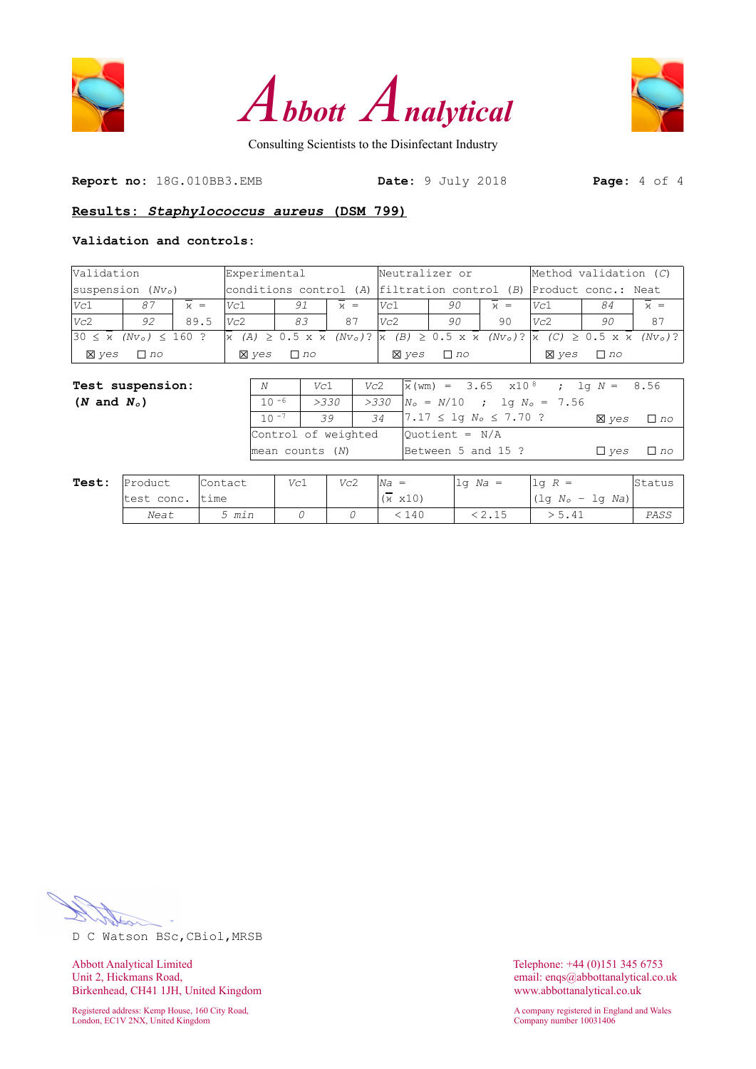# Abbott Analytical

Consulting Scientists to the Disinfectant Industry

**Report no:** 18G.010BB3.EMB **Date:** 9 July 2018

## Results: *Staphylococcus aureus* (DSM 799)

**Validation and controls:**

| Validation suspension ($Nv_o$) | | | Experimental conditions control (*A*) | | | Neutralizer or filtration control (*B*) | | | Method validation (*C*) Product conc.: Neat | | |
|---|---|---|---|---|---|---|---|---|---|---|---|
| *Vc*1 | *87* | $\bar{x}$ = | *Vc*1 | *91* | $\bar{x}$ = | *Vc*1 | *90* | $\bar{x}$ = | *Vc*1 | *84* | $\bar{x}$ = |
| *Vc*2 | *92* | 89.5 | *Vc*2 | *83* | 87 | *Vc*2 | *90* | 90 | *Vc*2 | *90* | 87 |
| $30 \le \bar{x}$ $(Nv_o) \le 160$ ? | | | $\bar{x}$ $(A) \ge 0.5 \times \bar{x}$ $(Nv_o)$? | | | $\bar{x}$ $(B) \ge 0.5 \times \bar{x}$ $(Nv_o)$? | | | $\bar{x}$ $(C) \ge 0.5 \times \bar{x}$ $(Nv_o)$? | | |
| ☒ *yes* ☐ *no* | | | ☒ *yes* ☐ *no* | | | ☒ *yes* ☐ *no* | | | ☒ *yes* ☐ *no* | | |

**Test suspension: (*N* and $N_o$)**

| *N* | *Vc*1 | *Vc*2 | |
|---|---|---|---|
| $10^{-6}$ | *>330* | *>330* | $\bar{x}$(wm) = 3.65 x10$^{8}$ ; lg *N* = 8.56 |
| $10^{-7}$ | *39* | *34* | $N_o = N/10$ ; lg $N_o$ = 7.56 |
| | | | $7.17 \le$ lg $N_o \le 7.70$ ? ☒ *yes* ☐ *no* |
| Control of weighted mean counts (*N*) | | | Quotient = N/A Between 5 and 15 ? ☐ *yes* ☐ *no* |

**Test:**

| Product test conc. | Contact time | *Vc*1 | *Vc*2 | *Na* = ($\bar{x}$ x10) | lg *Na* = | lg *R* = (lg $N_o$ − lg *Na*) | Status |
|---|---|---|---|---|---|---|---|
| *Neat* | *5 min* | *0* | *0* | < 140 | < 2.15 | > 5.41 | *PASS* |

D C Watson BSc,CBiol,MRSB

Abbott Analytical Limited
Unit 2, Hickmans Road,
Birkenhead, CH41 1JH, United Kingdom

Registered address: Kemp House, 160 City Road, London, EC1V 2NX, United Kingdom

Telephone: +44 (0)151 345 6753
email: enqs@abbottanalytical.co.uk
www.abbottanalytical.co.uk

A company registered in England and Wales
Company number 10031406